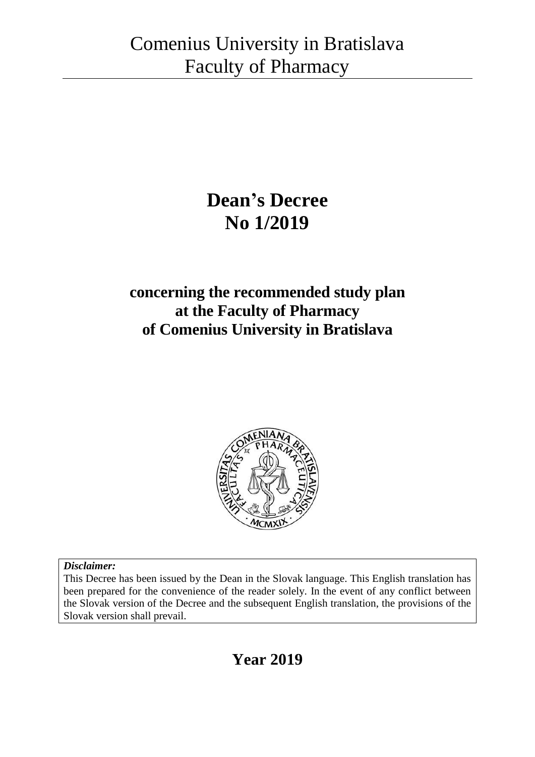# Comenius University in Bratislava
# Faculty of Pharmacy

# Dean's Decree
# No 1/2019

## concerning the recommended study plan at the Faculty of Pharmacy of Comenius University in Bratislava

***Disclaimer:***
This Decree has been issued by the Dean in the Slovak language. This English translation has been prepared for the convenience of the reader solely. In the event of any conflict between the Slovak version of the Decree and the subsequent English translation, the provisions of the Slovak version shall prevail.

## Year 2019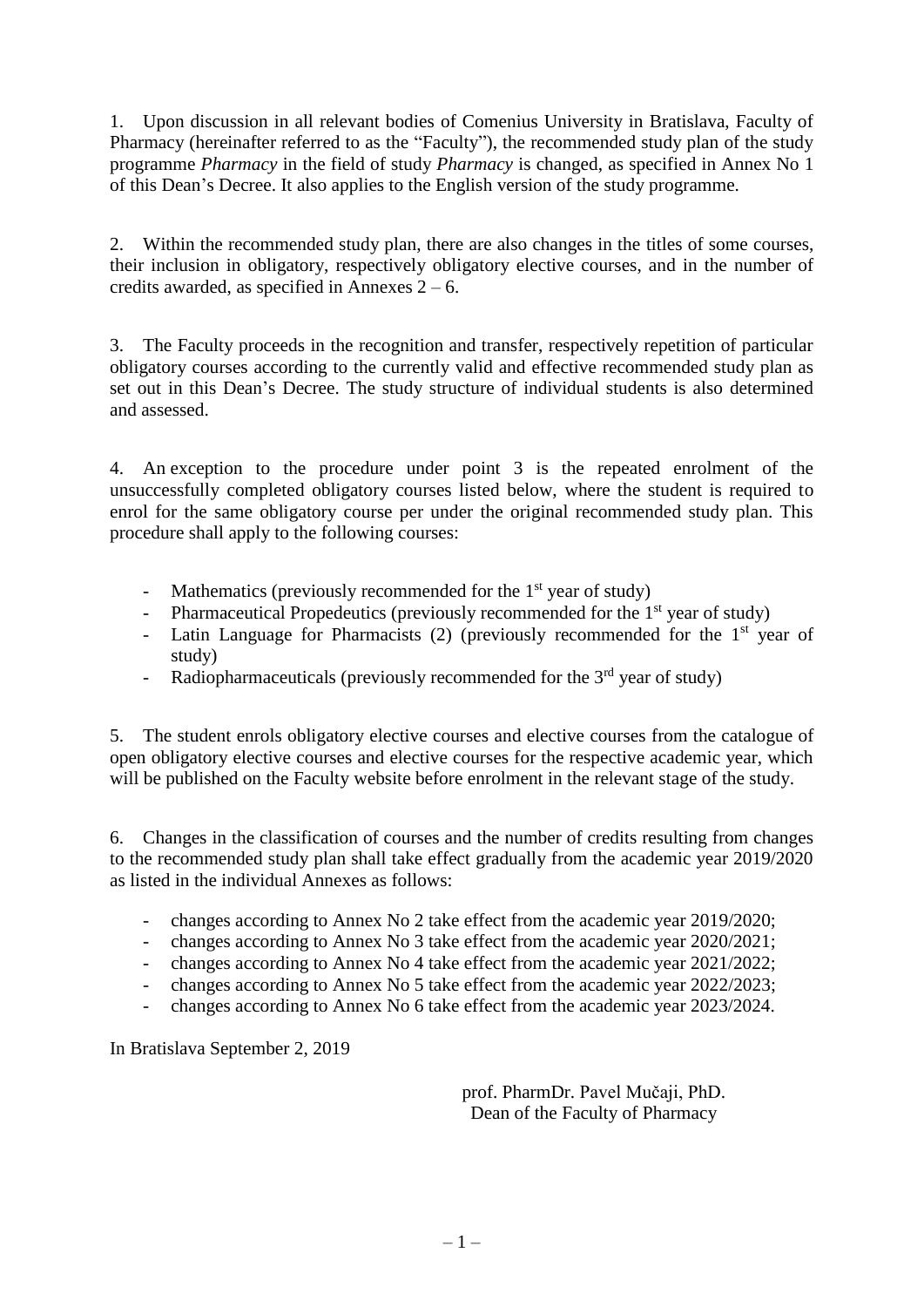1. Upon discussion in all relevant bodies of Comenius University in Bratislava, Faculty of Pharmacy (hereinafter referred to as the "Faculty"), the recommended study plan of the study programme *Pharmacy* in the field of study *Pharmacy* is changed, as specified in Annex No 1 of this Dean's Decree. It also applies to the English version of the study programme.

2. Within the recommended study plan, there are also changes in the titles of some courses, their inclusion in obligatory, respectively obligatory elective courses, and in the number of credits awarded, as specified in Annexes 2 – 6.

3. The Faculty proceeds in the recognition and transfer, respectively repetition of particular obligatory courses according to the currently valid and effective recommended study plan as set out in this Dean's Decree. The study structure of individual students is also determined and assessed.

4. An exception to the procedure under point 3 is the repeated enrolment of the unsuccessfully completed obligatory courses listed below, where the student is required to enrol for the same obligatory course per under the original recommended study plan. This procedure shall apply to the following courses:

- Mathematics (previously recommended for the 1st year of study)
- Pharmaceutical Propedeutics (previously recommended for the 1st year of study)
- Latin Language for Pharmacists (2) (previously recommended for the 1st year of study)
- Radiopharmaceuticals (previously recommended for the 3rd year of study)

5. The student enrols obligatory elective courses and elective courses from the catalogue of open obligatory elective courses and elective courses for the respective academic year, which will be published on the Faculty website before enrolment in the relevant stage of the study.

6. Changes in the classification of courses and the number of credits resulting from changes to the recommended study plan shall take effect gradually from the academic year 2019/2020 as listed in the individual Annexes as follows:

- changes according to Annex No 2 take effect from the academic year 2019/2020;
- changes according to Annex No 3 take effect from the academic year 2020/2021;
- changes according to Annex No 4 take effect from the academic year 2021/2022;
- changes according to Annex No 5 take effect from the academic year 2022/2023;
- changes according to Annex No 6 take effect from the academic year 2023/2024.

In Bratislava September 2, 2019

prof. PharmDr. Pavel Mučaji, PhD.
Dean of the Faculty of Pharmacy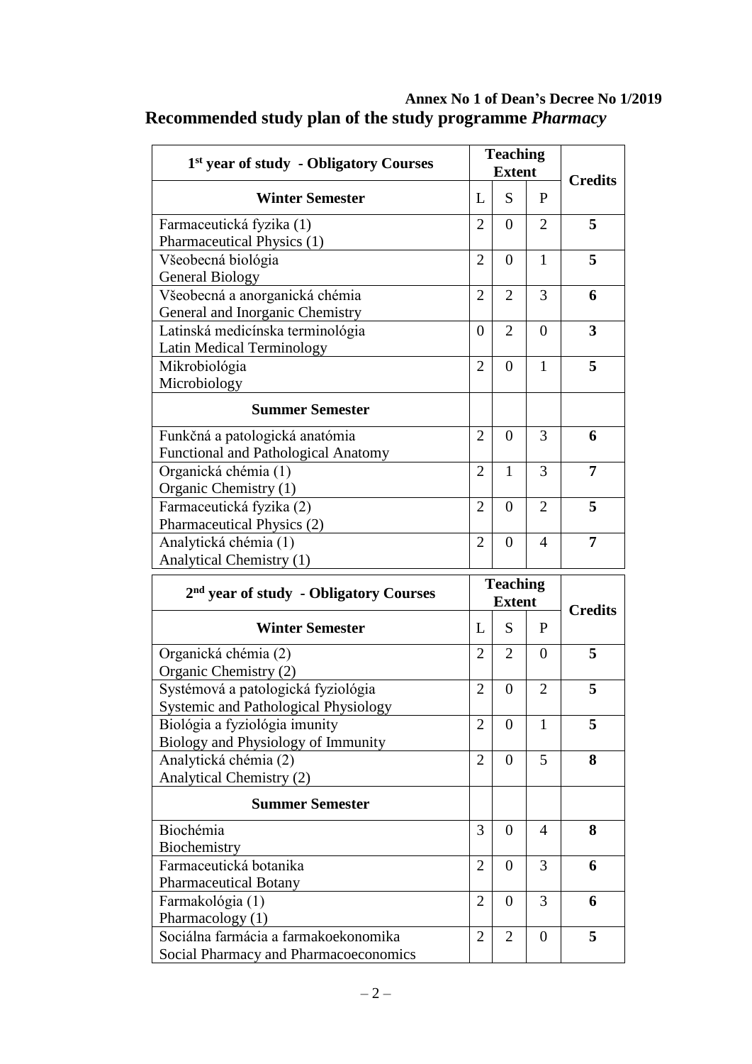**Annex No 1 of Dean's Decree No 1/2019**

# Recommended study plan of the study programme *Pharmacy*

| 1[st] year of study - Obligatory Courses | Teaching Extent | | | Credits |
|---|---|---|---|---|
| **Winter Semester** | L | S | P | |
| Farmaceutická fyzika (1)<br>Pharmaceutical Physics (1) | 2 | 0 | 2 | **5** |
| Všeobecná biológia<br>General Biology | 2 | 0 | 1 | **5** |
| Všeobecná a anorganická chémia<br>General and Inorganic Chemistry | 2 | 2 | 3 | **6** |
| Latinská medicínska terminológia<br>Latin Medical Terminology | 0 | 2 | 0 | **3** |
| Mikrobiológia<br>Microbiology | 2 | 0 | 1 | **5** |
| **Summer Semester** | | | | |
| Funkčná a patologická anatómia<br>Functional and Pathological Anatomy | 2 | 0 | 3 | **6** |
| Organická chémia (1)<br>Organic Chemistry (1) | 2 | 1 | 3 | **7** |
| Farmaceutická fyzika (2)<br>Pharmaceutical Physics (2) | 2 | 0 | 2 | **5** |
| Analytická chémia (1)<br>Analytical Chemistry (1) | 2 | 0 | 4 | **7** |

| 2[nd] year of study - Obligatory Courses | Teaching Extent | | | Credits |
|---|---|---|---|---|
| **Winter Semester** | L | S | P | |
| Organická chémia (2)<br>Organic Chemistry (2) | 2 | 2 | 0 | **5** |
| Systémová a patologická fyziológia<br>Systemic and Pathological Physiology | 2 | 0 | 2 | **5** |
| Biológia a fyziológia imunity<br>Biology and Physiology of Immunity | 2 | 0 | 1 | **5** |
| Analytická chémia (2)<br>Analytical Chemistry (2) | 2 | 0 | 5 | **8** |
| **Summer Semester** | | | | |
| Biochémia<br>Biochemistry | 3 | 0 | 4 | **8** |
| Farmaceutická botanika<br>Pharmaceutical Botany | 2 | 0 | 3 | **6** |
| Farmakológia (1)<br>Pharmacology (1) | 2 | 0 | 3 | **6** |
| Sociálna farmácia a farmakoekonomika<br>Social Pharmacy and Pharmacoeconomics | 2 | 2 | 0 | **5** |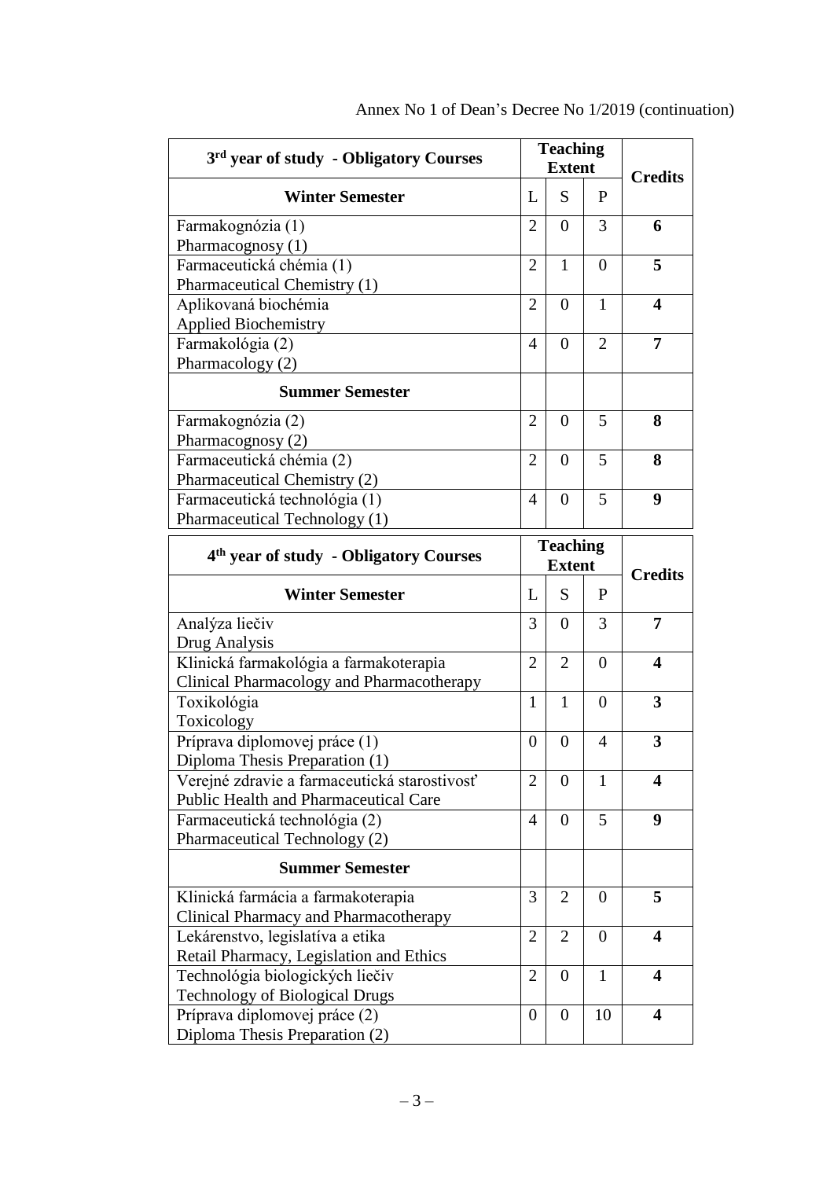Annex No 1 of Dean's Decree No 1/2019 (continuation)

| 3[rd] year of study - Obligatory Courses | Teaching Extent | | | Credits |
|---|---|---|---|---|
| **Winter Semester** | L | S | P | |
| Farmakognózia (1)<br>Pharmacognosy (1) | 2 | 0 | 3 | **6** |
| Farmaceutická chémia (1)<br>Pharmaceutical Chemistry (1) | 2 | 1 | 0 | **5** |
| Aplikovaná biochémia<br>Applied Biochemistry | 2 | 0 | 1 | **4** |
| Farmakológia (2)<br>Pharmacology (2) | 4 | 0 | 2 | **7** |
| **Summer Semester** | | | | |
| Farmakognózia (2)<br>Pharmacognosy (2) | 2 | 0 | 5 | **8** |
| Farmaceutická chémia (2)<br>Pharmaceutical Chemistry (2) | 2 | 0 | 5 | **8** |
| Farmaceutická technológia (1)<br>Pharmaceutical Technology (1) | 4 | 0 | 5 | **9** |

| 4[th] year of study - Obligatory Courses | Teaching Extent | | | Credits |
|---|---|---|---|---|
| **Winter Semester** | L | S | P | |
| Analýza liečiv<br>Drug Analysis | 3 | 0 | 3 | **7** |
| Klinická farmakológia a farmakoterapia<br>Clinical Pharmacology and Pharmacotherapy | 2 | 2 | 0 | **4** |
| Toxikológia<br>Toxicology | 1 | 1 | 0 | **3** |
| Príprava diplomovej práce (1)<br>Diploma Thesis Preparation (1) | 0 | 0 | 4 | **3** |
| Verejné zdravie a farmaceutická starostivosť<br>Public Health and Pharmaceutical Care | 2 | 0 | 1 | **4** |
| Farmaceutická technológia (2)<br>Pharmaceutical Technology (2) | 4 | 0 | 5 | **9** |
| **Summer Semester** | | | | |
| Klinická farmácia a farmakoterapia<br>Clinical Pharmacy and Pharmacotherapy | 3 | 2 | 0 | **5** |
| Lekárenstvo, legislatíva a etika<br>Retail Pharmacy, Legislation and Ethics | 2 | 2 | 0 | **4** |
| Technológia biologických liečiv<br>Technology of Biological Drugs | 2 | 0 | 1 | **4** |
| Príprava diplomovej práce (2)<br>Diploma Thesis Preparation (2) | 0 | 0 | 10 | **4** |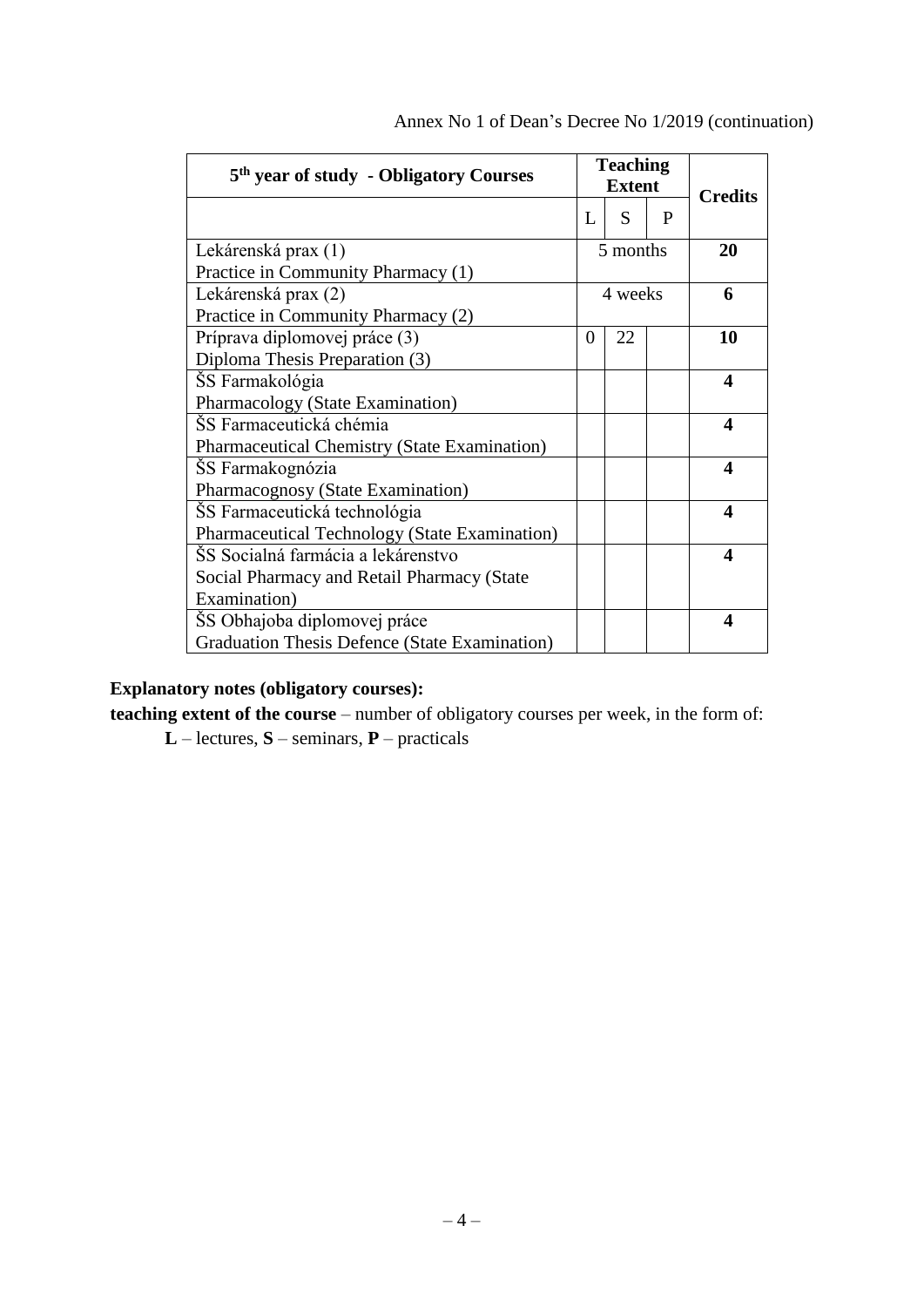Annex No 1 of Dean's Decree No 1/2019 (continuation)

| 5th year of study - Obligatory Courses | Teaching Extent | | | Credits |
|---|---|---|---|---|
| | L | S | P | |
| Lekárenská prax (1)<br>Practice in Community Pharmacy (1) | 5 months | | | **20** |
| Lekárenská prax (2)<br>Practice in Community Pharmacy (2) | 4 weeks | | | **6** |
| Príprava diplomovej práce (3)<br>Diploma Thesis Preparation (3) | 0 | 22 | | **10** |
| ŠS Farmakológia<br>Pharmacology (State Examination) | | | | **4** |
| ŠS Farmaceutická chémia<br>Pharmaceutical Chemistry (State Examination) | | | | **4** |
| ŠS Farmakognózia<br>Pharmacognosy (State Examination) | | | | **4** |
| ŠS Farmaceutická technológia<br>Pharmaceutical Technology (State Examination) | | | | **4** |
| ŠS Socialná farmácia a lekárenstvo<br>Social Pharmacy and Retail Pharmacy (State Examination) | | | | **4** |
| ŠS Obhajoba diplomovej práce<br>Graduation Thesis Defence (State Examination) | | | | **4** |

**Explanatory notes (obligatory courses):**

**teaching extent of the course** – number of obligatory courses per week, in the form of:

**L** – lectures, **S** – seminars, **P** – practicals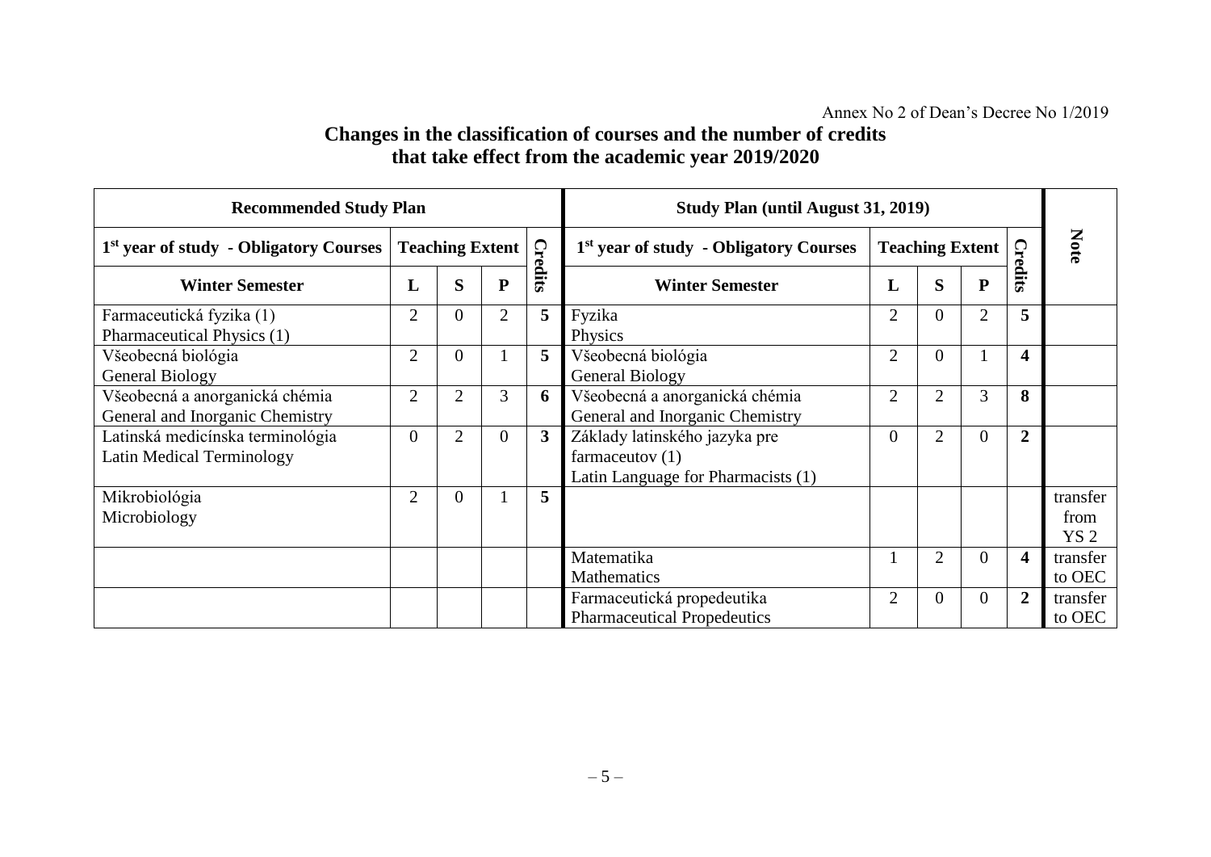Annex No 2 of Dean's Decree No 1/2019

## Changes in the classification of courses and the number of credits that take effect from the academic year 2019/2020

| Recommended Study Plan | | | | | Study Plan (until August 31, 2019) | | | | | Note |
|---|---|---|---|---|---|---|---|---|---|---|
| 1st year of study - Obligatory Courses | Teaching Extent | | | Credits | 1st year of study - Obligatory Courses | Teaching Extent | | | Credits | |
| **Winter Semester** | **L** | **S** | **P** | | **Winter Semester** | **L** | **S** | **P** | | |
| Farmaceutická fyzika (1) Pharmaceutical Physics (1) | 2 | 0 | 2 | **5** | Fyzika Physics | 2 | 0 | 2 | **5** | |
| Všeobecná biológia General Biology | 2 | 0 | 1 | **5** | Všeobecná biológia General Biology | 2 | 0 | 1 | **4** | |
| Všeobecná a anorganická chémia General and Inorganic Chemistry | 2 | 2 | 3 | **6** | Všeobecná a anorganická chémia General and Inorganic Chemistry | 2 | 2 | 3 | **8** | |
| Latinská medicínska terminológia Latin Medical Terminology | 0 | 2 | 0 | **3** | Základy latinského jazyka pre farmaceutov (1) Latin Language for Pharmacists (1) | 0 | 2 | 0 | **2** | |
| Mikrobiológia Microbiology | 2 | 0 | 1 | **5** | | | | | | transfer from YS 2 |
| | | | | | Matematika Mathematics | 1 | 2 | 0 | **4** | transfer to OEC |
| | | | | | Farmaceutická propedeutika Pharmaceutical Propedeutics | 2 | 0 | 0 | **2** | transfer to OEC |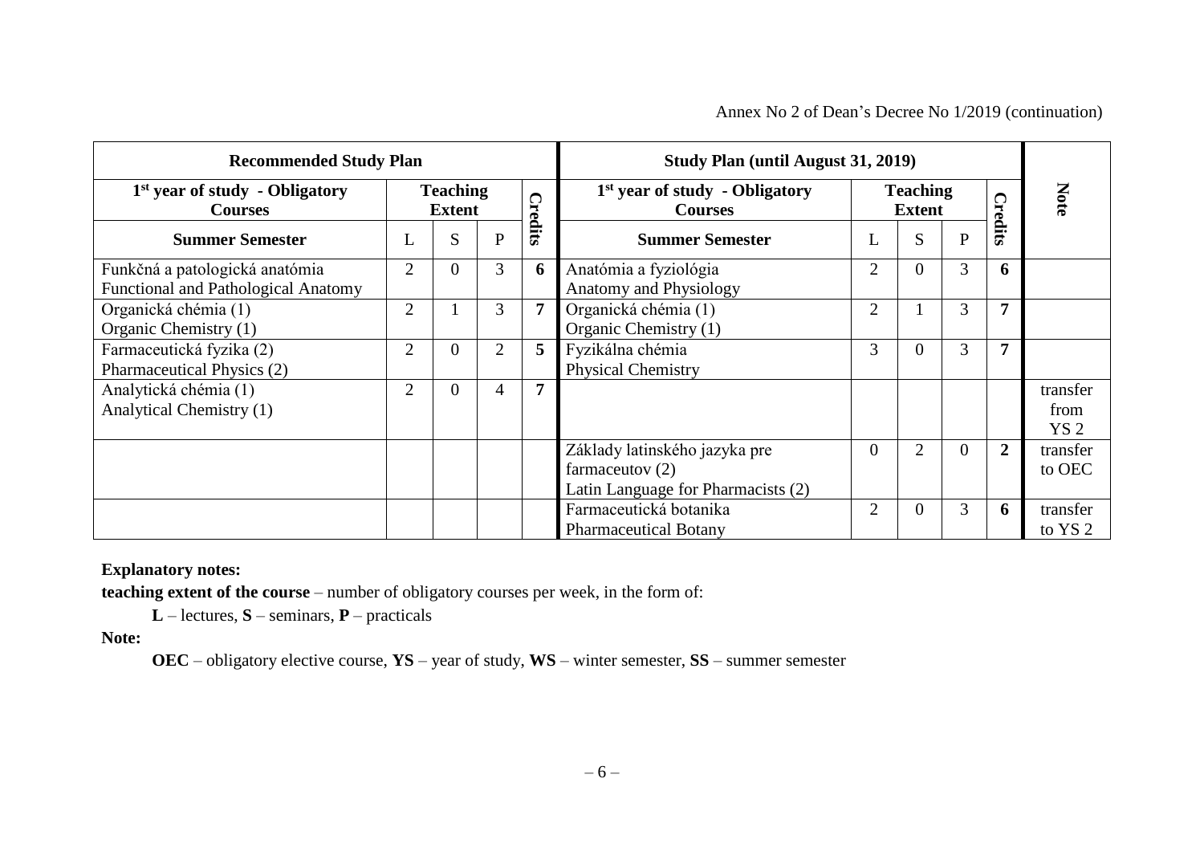Annex No 2 of Dean's Decree No 1/2019 (continuation)

| Recommended Study Plan | | | | | Study Plan (until August 31, 2019) | | | | | Note |
|---|---|---|---|---|---|---|---|---|---|---|
| 1st year of study - Obligatory Courses | Teaching Extent | | | Credits | 1st year of study - Obligatory Courses | Teaching Extent | | | Credits | |
| Summer Semester | L | S | P | | Summer Semester | L | S | P | | |
| Funkčná a patologická anatómia<br>Functional and Pathological Anatomy | 2 | 0 | 3 | **6** | Anatómia a fyziológia<br>Anatomy and Physiology | 2 | 0 | 3 | **6** | |
| Organická chémia (1)<br>Organic Chemistry (1) | 2 | 1 | 3 | **7** | Organická chémia (1)<br>Organic Chemistry (1) | 2 | 1 | 3 | **7** | |
| Farmaceutická fyzika (2)<br>Pharmaceutical Physics (2) | 2 | 0 | 2 | **5** | Fyzikálna chémia<br>Physical Chemistry | 3 | 0 | 3 | **7** | |
| Analytická chémia (1)<br>Analytical Chemistry (1) | 2 | 0 | 4 | **7** | | | | | | transfer from YS 2 |
| | | | | | Základy latinského jazyka pre farmaceutov (2)<br>Latin Language for Pharmacists (2) | 0 | 2 | 0 | **2** | transfer to OEC |
| | | | | | Farmaceutická botanika<br>Pharmaceutical Botany | 2 | 0 | 3 | **6** | transfer to YS 2 |

**Explanatory notes:**

**teaching extent of the course** – number of obligatory courses per week, in the form of:

**L** – lectures, **S** – seminars, **P** – practicals

**Note:**

**OEC** – obligatory elective course, **YS** – year of study, **WS** – winter semester, **SS** – summer semester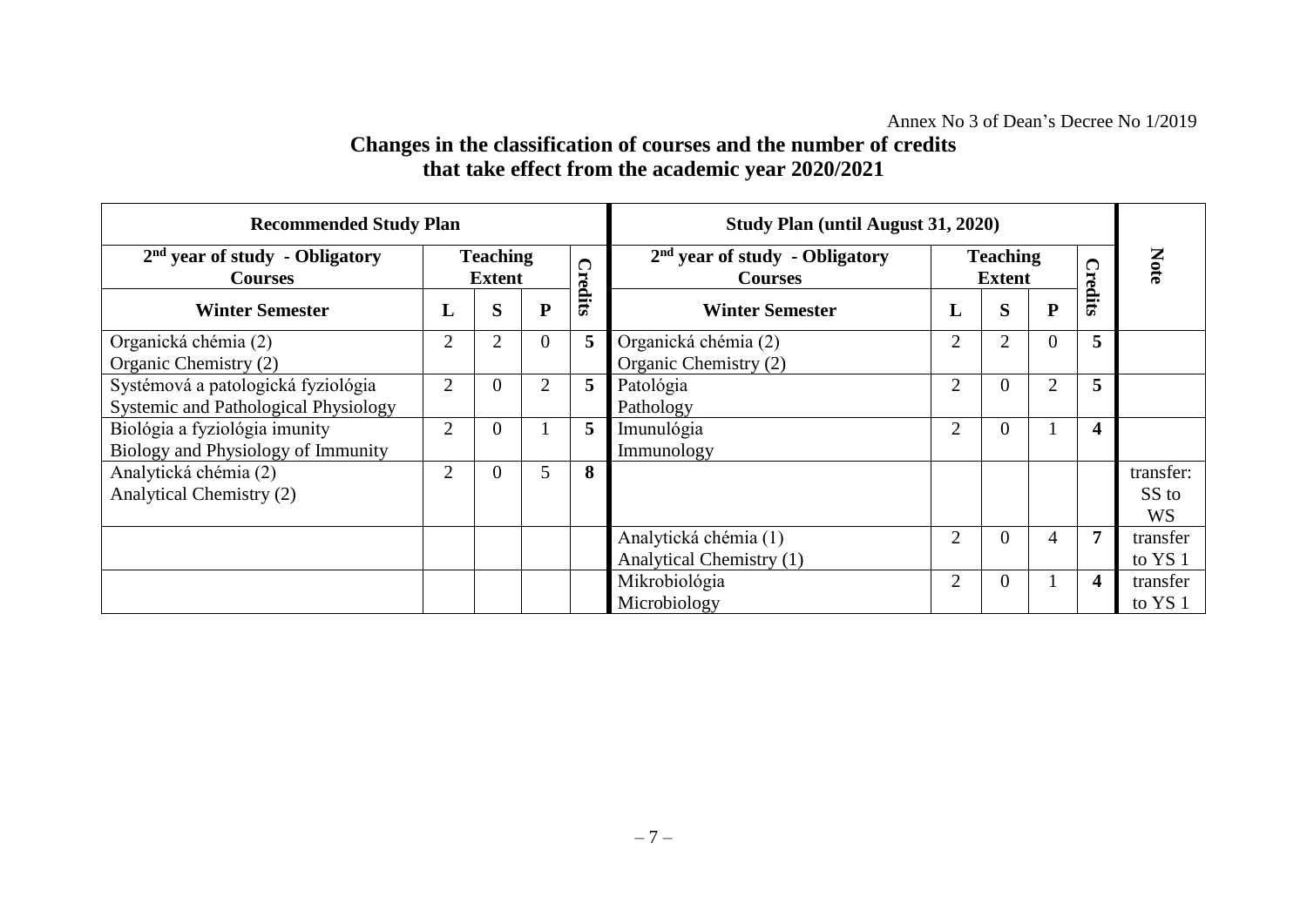Annex No 3 of Dean's Decree No 1/2019

## Changes in the classification of courses and the number of credits that take effect from the academic year 2020/2021

| Recommended Study Plan | | | | | Study Plan (until August 31, 2020) | | | | | Note |
|---|---|---|---|---|---|---|---|---|---|---|
| **2[nd] year of study - Obligatory Courses** | **Teaching Extent** | | | **Credits** | **2[nd] year of study - Obligatory Courses** | **Teaching Extent** | | | **Credits** | |
| **Winter Semester** | **L** | **S** | **P** | | **Winter Semester** | **L** | **S** | **P** | | |
| Organická chémia (2)<br>Organic Chemistry (2) | 2 | 2 | 0 | **5** | Organická chémia (2)<br>Organic Chemistry (2) | 2 | 2 | 0 | **5** | |
| Systémová a patologická fyziológia<br>Systemic and Pathological Physiology | 2 | 0 | 2 | **5** | Patológia<br>Pathology | 2 | 0 | 2 | **5** | |
| Biológia a fyziológia imunity<br>Biology and Physiology of Immunity | 2 | 0 | 1 | **5** | Imunulógia<br>Immunology | 2 | 0 | 1 | **4** | |
| Analytická chémia (2)<br>Analytical Chemistry (2) | 2 | 0 | 5 | **8** | | | | | | transfer: SS to WS |
| | | | | | Analytická chémia (1)<br>Analytical Chemistry (1) | 2 | 0 | 4 | **7** | transfer to YS 1 |
| | | | | | Mikrobiológia<br>Microbiology | 2 | 0 | 1 | **4** | transfer to YS 1 |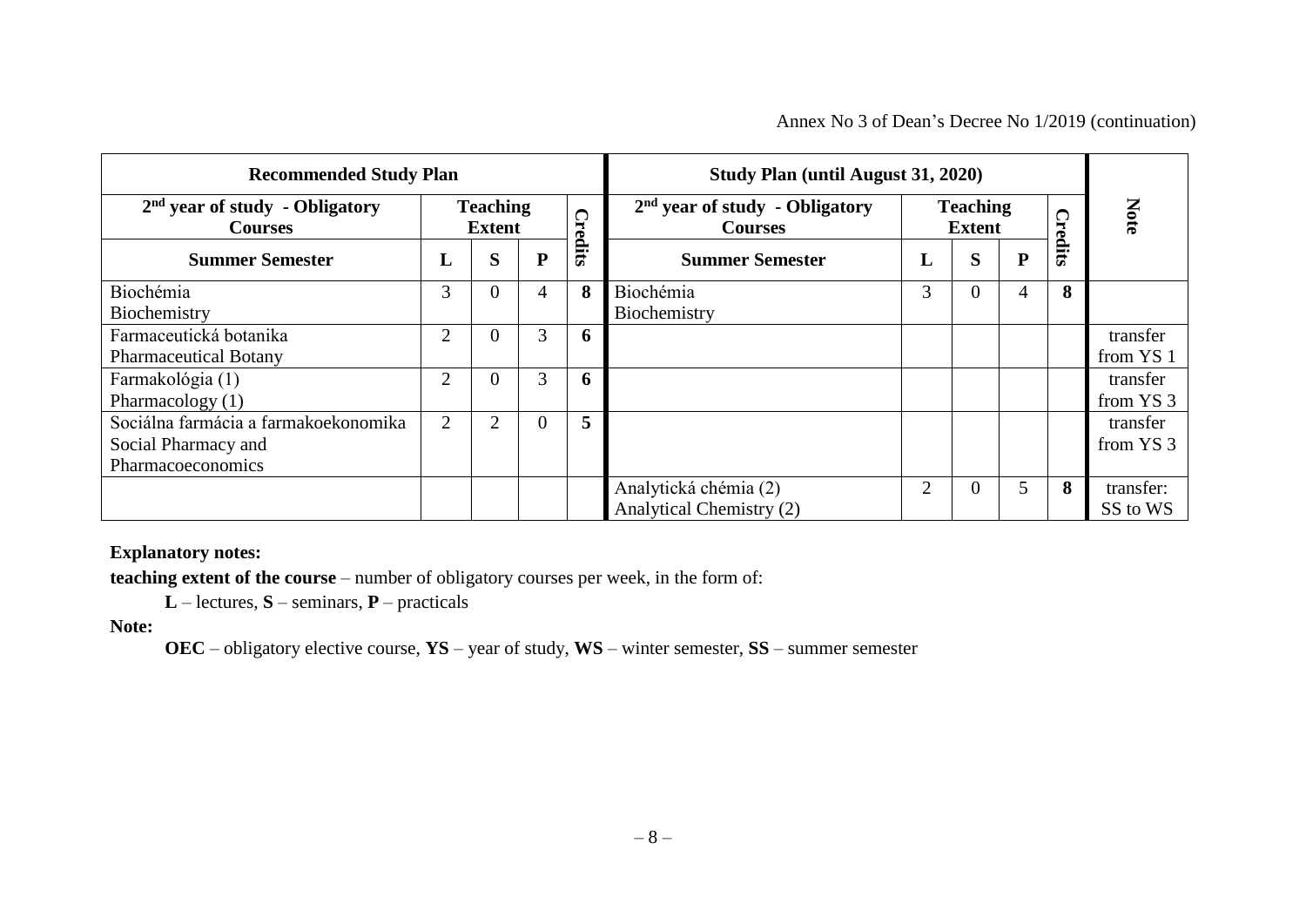Annex No 3 of Dean's Decree No 1/2019 (continuation)

| Recommended Study Plan | | | | | Study Plan (until August 31, 2020) | | | | | Note |
|---|---|---|---|---|---|---|---|---|---|---|
| 2nd year of study - Obligatory Courses | Teaching Extent | | | Credits | 2nd year of study - Obligatory Courses | Teaching Extent | | | Credits | |
| **Summer Semester** | **L** | **S** | **P** | | **Summer Semester** | **L** | **S** | **P** | | |
| Biochémia<br>Biochemistry | 3 | 0 | 4 | **8** | Biochémia<br>Biochemistry | 3 | 0 | 4 | **8** | |
| Farmaceutická botanika<br>Pharmaceutical Botany | 2 | 0 | 3 | **6** | | | | | | transfer from YS 1 |
| Farmakológia (1)<br>Pharmacology (1) | 2 | 0 | 3 | **6** | | | | | | transfer from YS 3 |
| Sociálna farmácia a farmakoekonomika<br>Social Pharmacy and Pharmacoeconomics | 2 | 2 | 0 | **5** | | | | | | transfer from YS 3 |
| | | | | | Analytická chémia (2)<br>Analytical Chemistry (2) | 2 | 0 | 5 | **8** | transfer: SS to WS |

**Explanatory notes:**

**teaching extent of the course** – number of obligatory courses per week, in the form of:

**L** – lectures, **S** – seminars, **P** – practicals

**Note:**

**OEC** – obligatory elective course, **YS** – year of study, **WS** – winter semester, **SS** – summer semester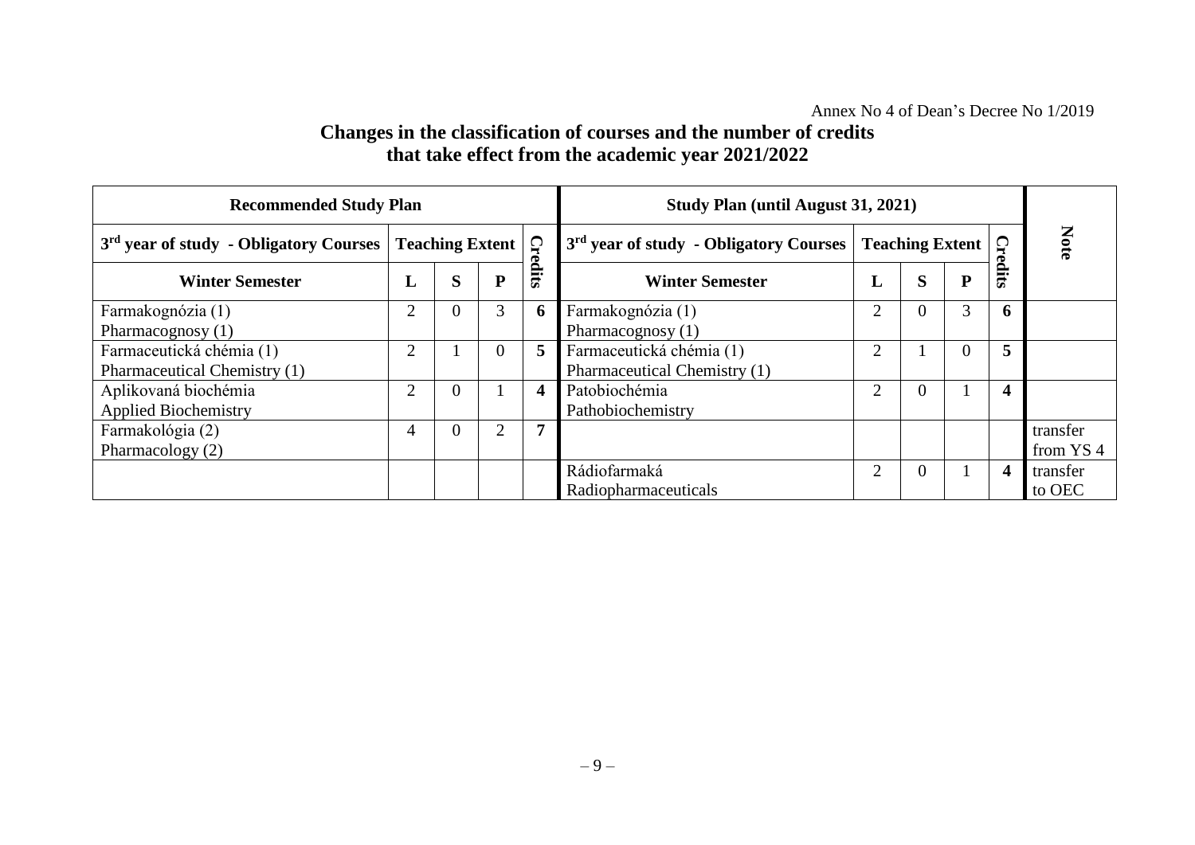Annex No 4 of Dean's Decree No 1/2019

## Changes in the classification of courses and the number of credits that take effect from the academic year 2021/2022

| Recommended Study Plan | | | | | Study Plan (until August 31, 2021) | | | | | Note |
|---|---|---|---|---|---|---|---|---|---|---|
| 3rd year of study - Obligatory Courses | Teaching Extent | | | Credits | 3rd year of study - Obligatory Courses | Teaching Extent | | | Credits | |
| Winter Semester | L | S | P | | Winter Semester | L | S | P | | |
| Farmakognózia (1) Pharmacognosy (1) | 2 | 0 | 3 | **6** | Farmakognózia (1) Pharmacognosy (1) | 2 | 0 | 3 | **6** | |
| Farmaceutická chémia (1) Pharmaceutical Chemistry (1) | 2 | 1 | 0 | **5** | Farmaceutická chémia (1) Pharmaceutical Chemistry (1) | 2 | 1 | 0 | **5** | |
| Aplikovaná biochémia Applied Biochemistry | 2 | 0 | 1 | **4** | Patobiochémia Pathobiochemistry | 2 | 0 | 1 | **4** | |
| Farmakológia (2) Pharmacology (2) | 4 | 0 | 2 | **7** | | | | | | transfer from YS 4 |
| | | | | | Rádiofarmaká Radiopharmaceuticals | 2 | 0 | 1 | **4** | transfer to OEC |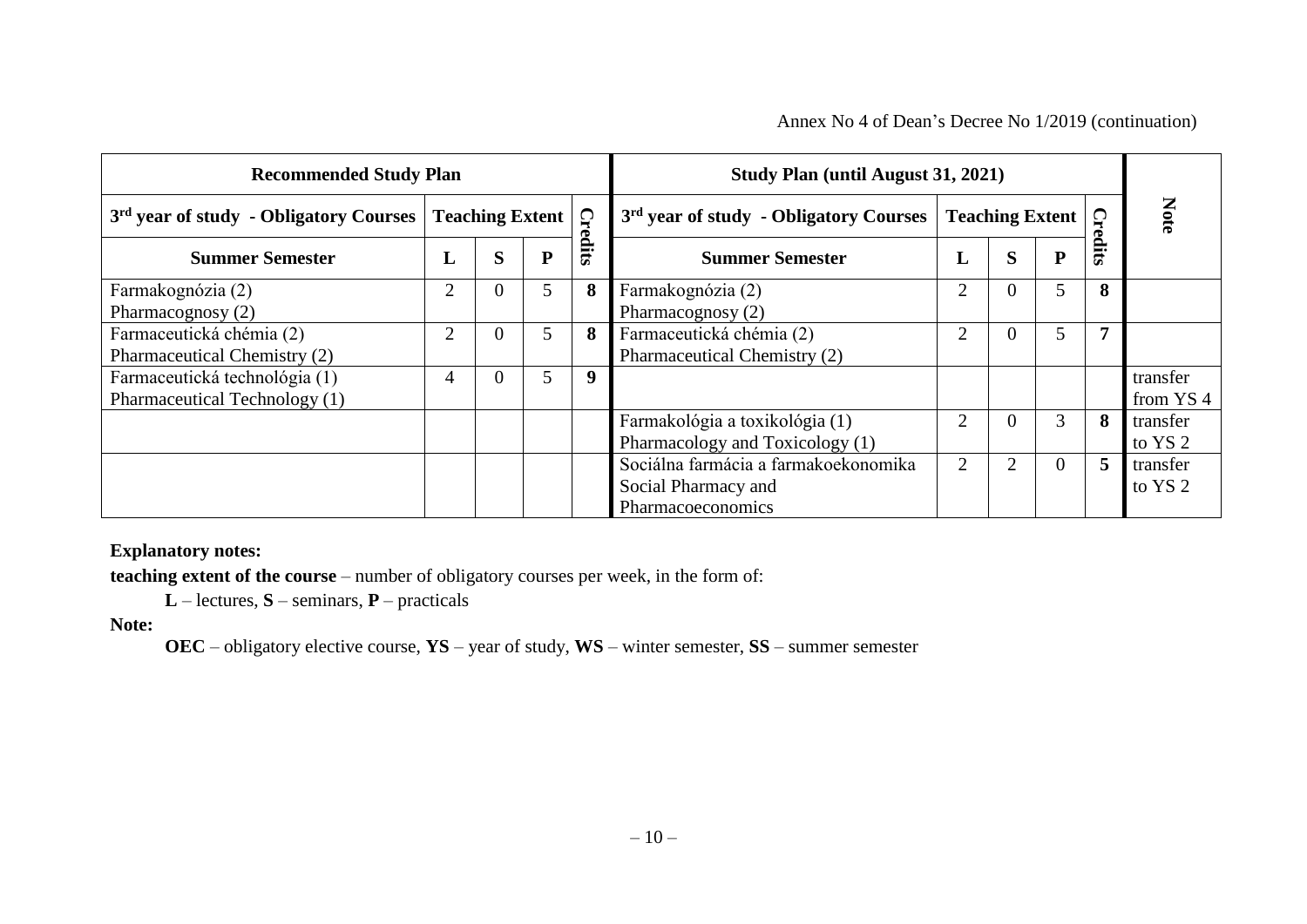Annex No 4 of Dean's Decree No 1/2019 (continuation)

| Recommended Study Plan | | | | | Study Plan (until August 31, 2021) | | | | | Note |
|---|---|---|---|---|---|---|---|---|---|---|
| 3rd year of study - Obligatory Courses | Teaching Extent | | | Credits | 3rd year of study - Obligatory Courses | Teaching Extent | | | Credits | |
| **Summer Semester** | **L** | **S** | **P** | | **Summer Semester** | **L** | **S** | **P** | | |
| Farmakognózia (2) Pharmacognosy (2) | 2 | 0 | 5 | **8** | Farmakognózia (2) Pharmacognosy (2) | 2 | 0 | 5 | **8** | |
| Farmaceutická chémia (2) Pharmaceutical Chemistry (2) | 2 | 0 | 5 | **8** | Farmaceutická chémia (2) Pharmaceutical Chemistry (2) | 2 | 0 | 5 | **7** | |
| Farmaceutická technológia (1) Pharmaceutical Technology (1) | 4 | 0 | 5 | **9** | | | | | | transfer from YS 4 |
| | | | | | Farmakológia a toxikológia (1) Pharmacology and Toxicology (1) | 2 | 0 | 3 | **8** | transfer to YS 2 |
| | | | | | Sociálna farmácia a farmakoekonomika Social Pharmacy and Pharmacoeconomics | 2 | 2 | 0 | **5** | transfer to YS 2 |

**Explanatory notes:**

**teaching extent of the course** – number of obligatory courses per week, in the form of:

**L** – lectures, **S** – seminars, **P** – practicals

**Note:**

**OEC** – obligatory elective course, **YS** – year of study, **WS** – winter semester, **SS** – summer semester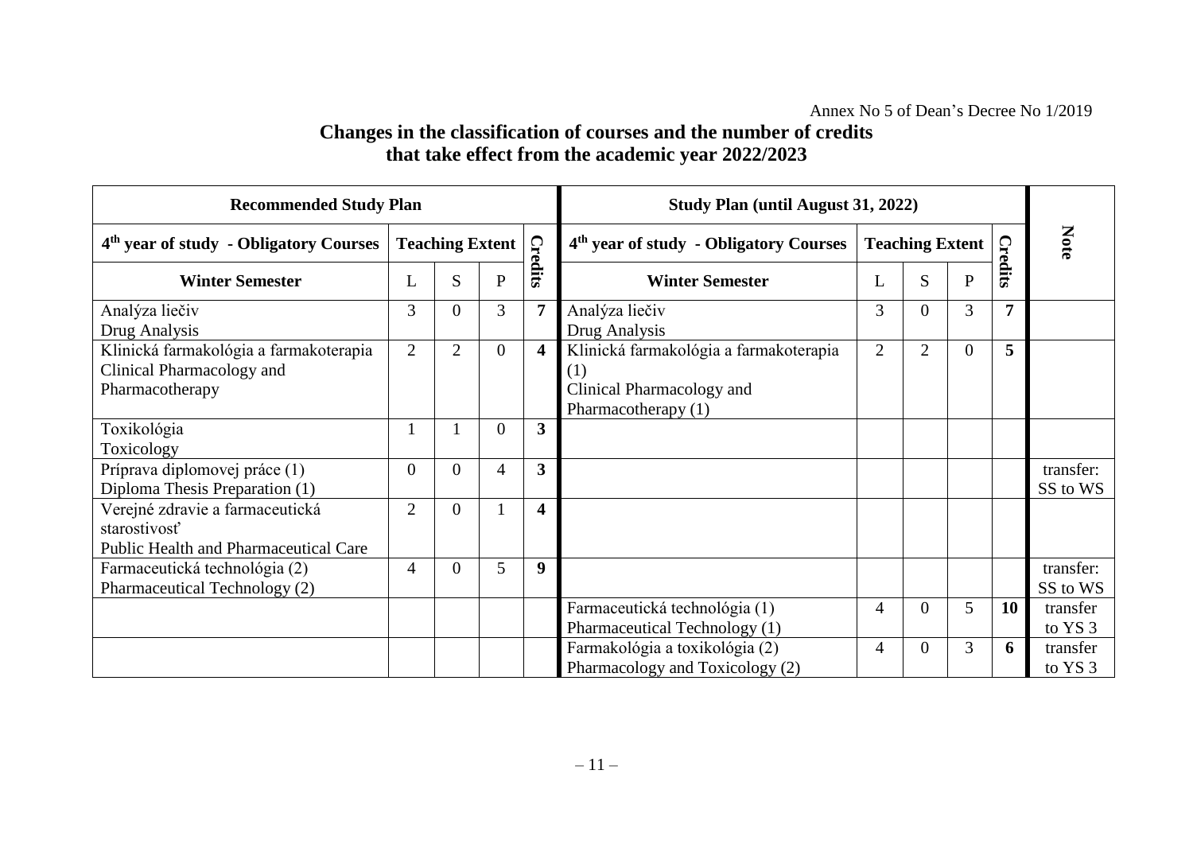Annex No 5 of Dean's Decree No 1/2019

**Changes in the classification of courses and the number of credits that take effect from the academic year 2022/2023**

| Recommended Study Plan | | | | | Study Plan (until August 31, 2022) | | | | | Note |
|---|---|---|---|---|---|---|---|---|---|---|
| 4[th] year of study - Obligatory Courses | Teaching Extent | | | Credits | 4[th] year of study - Obligatory Courses | Teaching Extent | | | Credits | |
| **Winter Semester** | L | S | P | | **Winter Semester** | L | S | P | | |
| Analýza liečiv<br>Drug Analysis | 3 | 0 | 3 | **7** | Analýza liečiv<br>Drug Analysis | 3 | 0 | 3 | **7** | |
| Klinická farmakológia a farmakoterapia<br>Clinical Pharmacology and Pharmacotherapy | 2 | 2 | 0 | **4** | Klinická farmakológia a farmakoterapia (1)<br>Clinical Pharmacology and Pharmacotherapy (1) | 2 | 2 | 0 | **5** | |
| Toxikológia<br>Toxicology | 1 | 1 | 0 | **3** | | | | | | |
| Príprava diplomovej práce (1)<br>Diploma Thesis Preparation (1) | 0 | 0 | 4 | **3** | | | | | | transfer: SS to WS |
| Verejné zdravie a farmaceutická starostivosť<br>Public Health and Pharmaceutical Care | 2 | 0 | 1 | **4** | | | | | | |
| Farmaceutická technológia (2)<br>Pharmaceutical Technology (2) | 4 | 0 | 5 | **9** | | | | | | transfer: SS to WS |
| | | | | | Farmaceutická technológia (1)<br>Pharmaceutical Technology (1) | 4 | 0 | 5 | **10** | transfer to YS 3 |
| | | | | | Farmakológia a toxikológia (2)<br>Pharmacology and Toxicology (2) | 4 | 0 | 3 | **6** | transfer to YS 3 |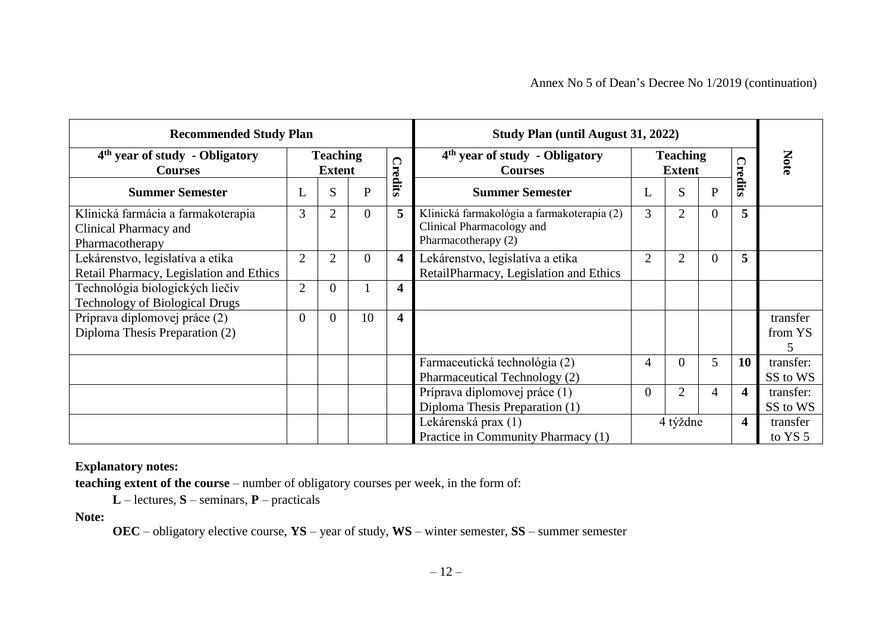Annex No 5 of Dean's Decree No 1/2019 (continuation)

| Recommended Study Plan | | | | | Study Plan (until August 31, 2022) | | | | | Note |
|---|---|---|---|---|---|---|---|---|---|---|
| 4th year of study - Obligatory Courses | Teaching Extent | | | Credits | 4th year of study - Obligatory Courses | Teaching Extent | | | Credits | |
| **Summer Semester** | L | S | P | | **Summer Semester** | L | S | P | | |
| Klinická farmácia a farmakoterapia<br>Clinical Pharmacy and Pharmacotherapy | 3 | 2 | 0 | **5** | Klinická farmakológia a farmakoterapia (2)<br>Clinical Pharmacology and Pharmacotherapy (2) | 3 | 2 | 0 | **5** | |
| Lekárenstvo, legislatíva a etika<br>Retail Pharmacy, Legislation and Ethics | 2 | 2 | 0 | **4** | Lekárenstvo, legislatíva a etika<br>RetailPharmacy, Legislation and Ethics | 2 | 2 | 0 | **5** | |
| Technológia biologických liečiv<br>Technology of Biological Drugs | 2 | 0 | 1 | **4** | | | | | | |
| Príprava diplomovej práce (2)<br>Diploma Thesis Preparation (2) | 0 | 0 | 10 | **4** | | | | | | transfer from YS 5 |
| | | | | | Farmaceutická technológia (2)<br>Pharmaceutical Technology (2) | 4 | 0 | 5 | **10** | transfer: SS to WS |
| | | | | | Príprava diplomovej práce (1)<br>Diploma Thesis Preparation (1) | 0 | 2 | 4 | **4** | transfer: SS to WS |
| | | | | | Lekárenská prax (1)<br>Practice in Community Pharmacy (1) | 4 týždne | | | **4** | transfer to YS 5 |

**Explanatory notes:**

**teaching extent of the course** – number of obligatory courses per week, in the form of:

**L** – lectures, **S** – seminars, **P** – practicals

**Note:**

**OEC** – obligatory elective course, **YS** – year of study, **WS** – winter semester, **SS** – summer semester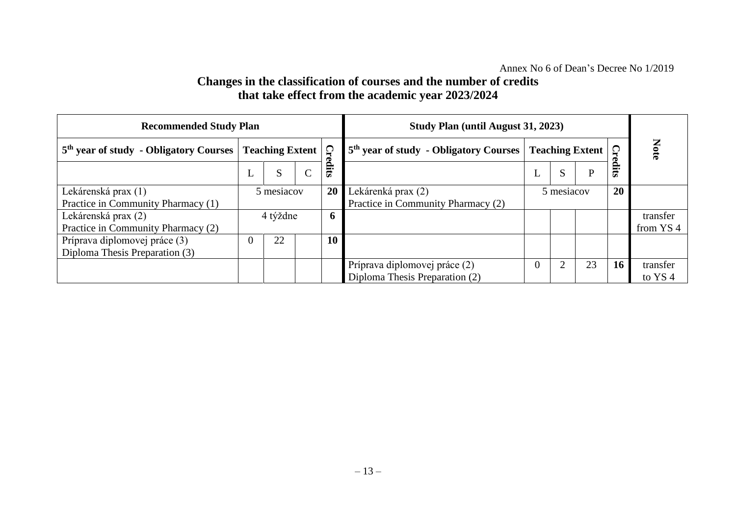Annex No 6 of Dean's Decree No 1/2019

## Changes in the classification of courses and the number of credits that take effect from the academic year 2023/2024

| Recommended Study Plan | | | | | Study Plan (until August 31, 2023) | | | | | Note |
|---|---|---|---|---|---|---|---|---|---|---|
| 5th year of study - Obligatory Courses | Teaching Extent | | | Credits | 5th year of study - Obligatory Courses | Teaching Extent | | | Credits | |
| | L | S | C | | | L | S | P | | |
| Lekárenská prax (1)<br>Practice in Community Pharmacy (1) | 5 mesiacov | | | 20 | Lekárenká prax (2)<br>Practice in Community Pharmacy (2) | 5 mesiacov | | | 20 | |
| Lekárenská prax (2)<br>Practice in Community Pharmacy (2) | 4 týždne | | | 6 | | | | | | transfer from YS 4 |
| Príprava diplomovej práce (3)<br>Diploma Thesis Preparation (3) | 0 | 22 | | 10 | | | | | | |
| | | | | | Príprava diplomovej práce (2)<br>Diploma Thesis Preparation (2) | 0 | 2 | 23 | 16 | transfer to YS 4 |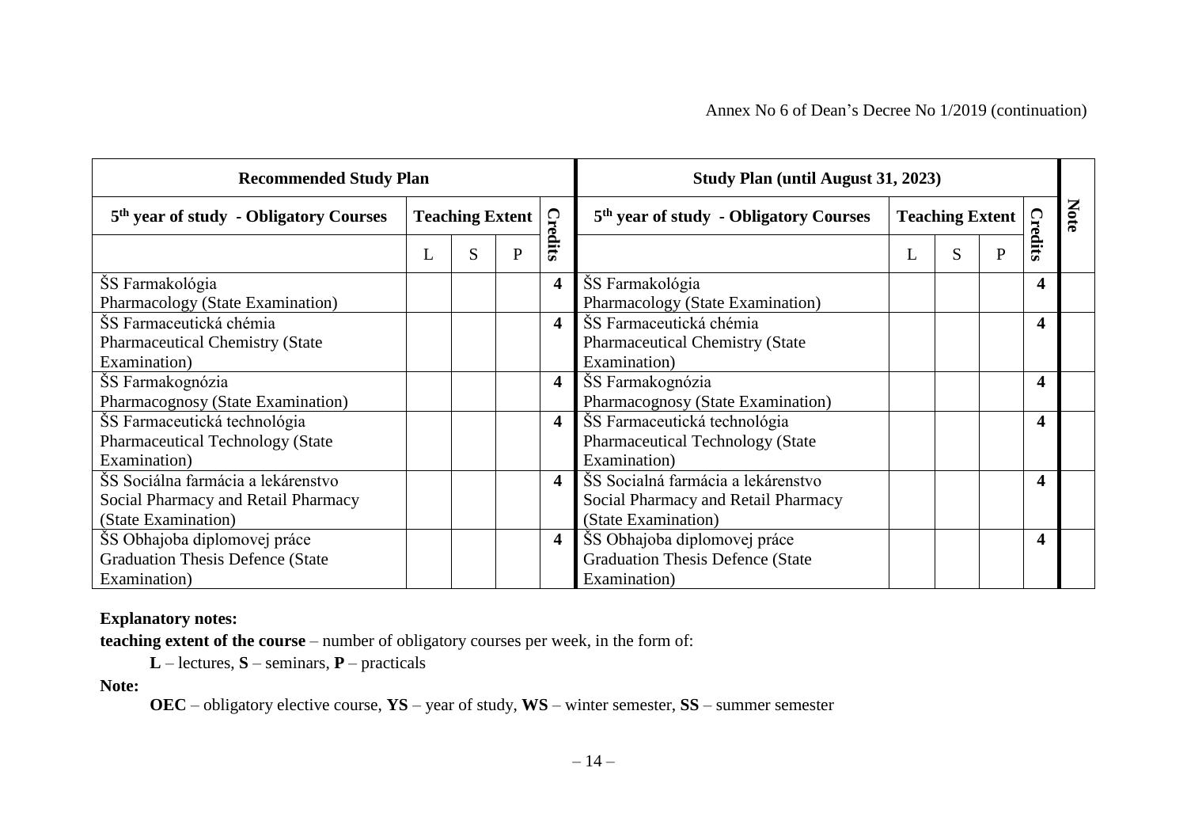Annex No 6 of Dean’s Decree No 1/2019 (continuation)

| Recommended Study Plan | | | | | Study Plan (until August 31, 2023) | | | | | Note |
|---|---|---|---|---|---|---|---|---|---|---|
| 5th year of study - Obligatory Courses | Teaching Extent | | | Credits | 5th year of study - Obligatory Courses | Teaching Extent | | | Credits | |
| | L | S | P | | | L | S | P | | |
| ŠS Farmakológia<br>Pharmacology (State Examination) | | | | **4** | ŠS Farmakológia<br>Pharmacology (State Examination) | | | | **4** | |
| ŠS Farmaceutická chémia<br>Pharmaceutical Chemistry (State Examination) | | | | **4** | ŠS Farmaceutická chémia<br>Pharmaceutical Chemistry (State Examination) | | | | **4** | |
| ŠS Farmakognózia<br>Pharmacognosy (State Examination) | | | | **4** | ŠS Farmakognózia<br>Pharmacognosy (State Examination) | | | | **4** | |
| ŠS Farmaceutická technológia<br>Pharmaceutical Technology (State Examination) | | | | **4** | ŠS Farmaceutická technológia<br>Pharmaceutical Technology (State Examination) | | | | **4** | |
| ŠS Sociálna farmácia a lekárenstvo<br>Social Pharmacy and Retail Pharmacy (State Examination) | | | | **4** | ŠS Socialná farmácia a lekárenstvo<br>Social Pharmacy and Retail Pharmacy (State Examination) | | | | **4** | |
| ŠS Obhajoba diplomovej práce<br>Graduation Thesis Defence (State Examination) | | | | **4** | ŠS Obhajoba diplomovej práce<br>Graduation Thesis Defence (State Examination) | | | | **4** | |

**Explanatory notes:**

**teaching extent of the course** – number of obligatory courses per week, in the form of:

**L** – lectures, **S** – seminars, **P** – practicals

**Note:**

**OEC** – obligatory elective course, **YS** – year of study, **WS** – winter semester, **SS** – summer semester